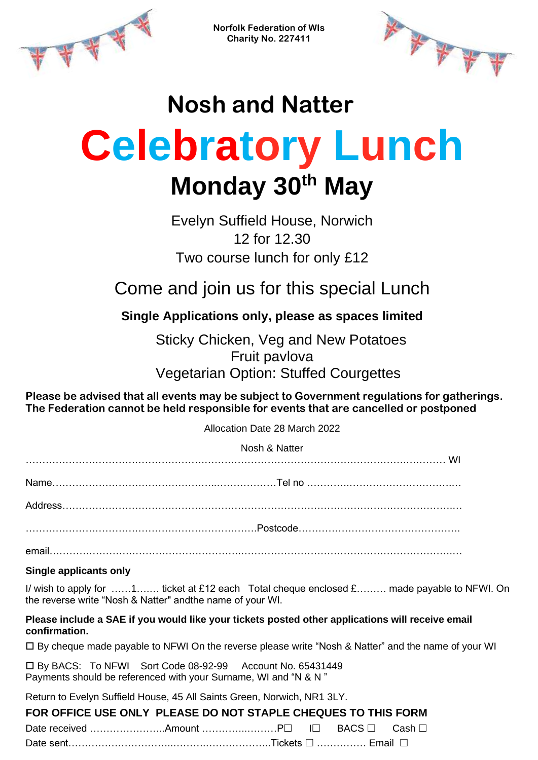Norfolk Federation of WIs
Charity No. 227411

# Nosh and Natter

# Celebratory Lunch

## Monday 30th May

Evelyn Suffield House, Norwich
12 for 12.30
Two course lunch for only £12

Come and join us for this special Lunch

**Single Applications only, please as spaces limited**

Sticky Chicken, Veg and New Potatoes
Fruit pavlova
Vegetarian Option: Stuffed Courgettes

**Please be advised that all events may be subject to Government regulations for gatherings. The Federation cannot be held responsible for events that are cancelled or postponed**

Allocation Date 28 March 2022

Nosh & Natter

……………………………………………………………………………………………………………… WI

Name………………………………………………………………Tel no ……………………………………………

Address……………………………………………………………………………………………………………

…………………………………………………………………Postcode…………………………………………….

email……………………………………………………………………………………………………………….

**Single applicants only**

I/ wish to apply for ……1……. ticket at £12 each Total cheque enclosed £……… made payable to NFWI. On the reverse write "Nosh & Natter" andthe name of your WI.

**Please include a SAE if you would like your tickets posted other applications will receive email confirmation.**

☐ By cheque made payable to NFWI On the reverse please write "Nosh & Natter" and the name of your WI

☐ By BACS: To NFWI Sort Code 08-92-99 Account No. 65431449
Payments should be referenced with your Surname, WI and "N & N "

Return to Evelyn Suffield House, 45 All Saints Green, Norwich, NR1 3LY.

**FOR OFFICE USE ONLY PLEASE DO NOT STAPLE CHEQUES TO THIS FORM**

Date received …………………..Amount ………………….P☐ I☐ BACS ☐ Cash ☐

Date sent………………………………………………………Tickets ☐ …………… Email ☐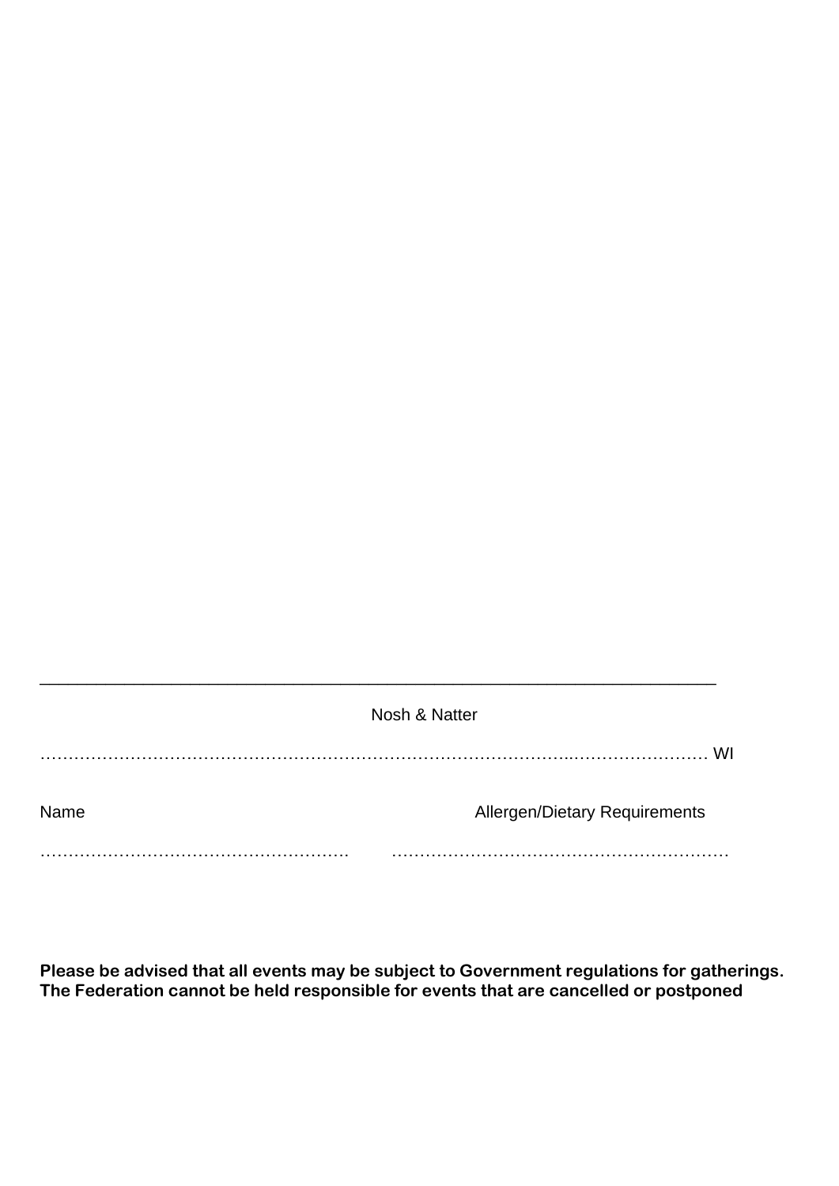---

Nosh & Natter

……………………………………………………………………………………..…………………… WI

Name Allergen/Dietary Requirements

………………………………………………. ……………………………………………………

**Please be advised that all events may be subject to Government regulations for gatherings. The Federation cannot be held responsible for events that are cancelled or postponed**